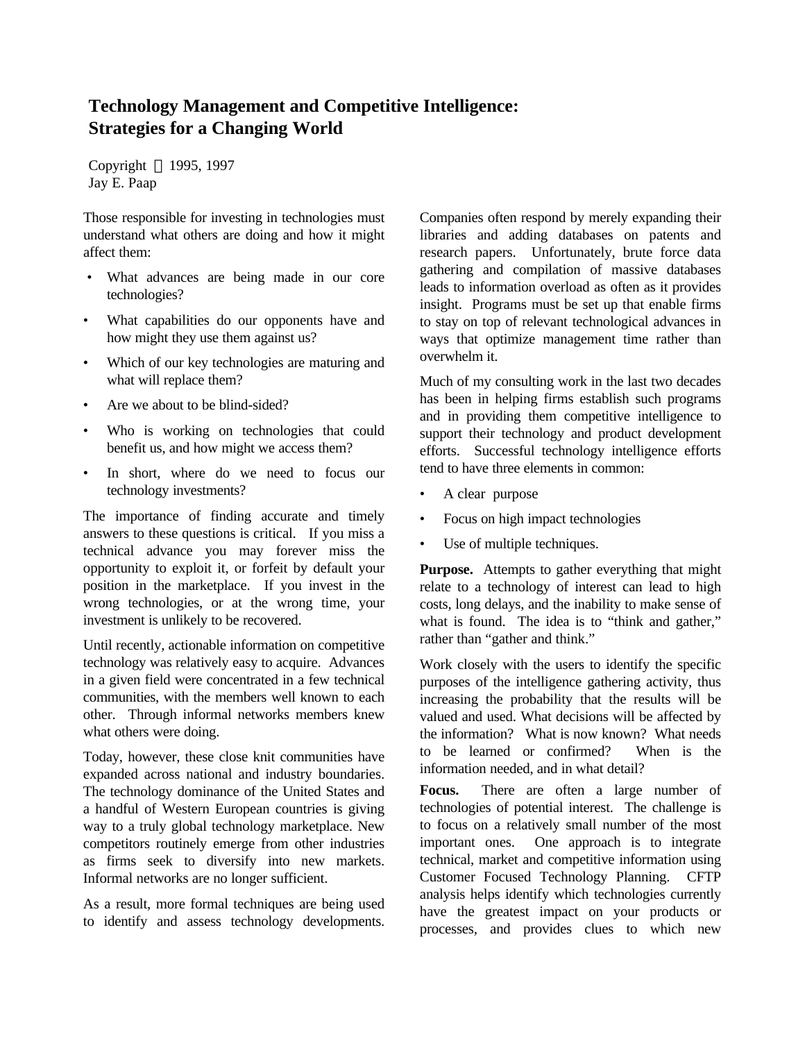# Technology Management and Competitive Intelligence: Strategies for a Changing World

Copyright © 1995, 1997
Jay E. Paap

Those responsible for investing in technologies must understand what others are doing and how it might affect them:

- What advances are being made in our core technologies?
- What capabilities do our opponents have and how might they use them against us?
- Which of our key technologies are maturing and what will replace them?
- Are we about to be blind-sided?
- Who is working on technologies that could benefit us, and how might we access them?
- In short, where do we need to focus our technology investments?

The importance of finding accurate and timely answers to these questions is critical. If you miss a technical advance you may forever miss the opportunity to exploit it, or forfeit by default your position in the marketplace. If you invest in the wrong technologies, or at the wrong time, your investment is unlikely to be recovered.

Until recently, actionable information on competitive technology was relatively easy to acquire. Advances in a given field were concentrated in a few technical communities, with the members well known to each other. Through informal networks members knew what others were doing.

Today, however, these close knit communities have expanded across national and industry boundaries. The technology dominance of the United States and a handful of Western European countries is giving way to a truly global technology marketplace. New competitors routinely emerge from other industries as firms seek to diversify into new markets. Informal networks are no longer sufficient.

As a result, more formal techniques are being used to identify and assess technology developments. Companies often respond by merely expanding their libraries and adding databases on patents and research papers. Unfortunately, brute force data gathering and compilation of massive databases leads to information overload as often as it provides insight. Programs must be set up that enable firms to stay on top of relevant technological advances in ways that optimize management time rather than overwhelm it.

Much of my consulting work in the last two decades has been in helping firms establish such programs and in providing them competitive intelligence to support their technology and product development efforts. Successful technology intelligence efforts tend to have three elements in common:

- A clear purpose
- Focus on high impact technologies
- Use of multiple techniques.

**Purpose.** Attempts to gather everything that might relate to a technology of interest can lead to high costs, long delays, and the inability to make sense of what is found. The idea is to "think and gather," rather than "gather and think."

Work closely with the users to identify the specific purposes of the intelligence gathering activity, thus increasing the probability that the results will be valued and used. What decisions will be affected by the information? What is now known? What needs to be learned or confirmed? When is the information needed, and in what detail?

**Focus.** There are often a large number of technologies of potential interest. The challenge is to focus on a relatively small number of the most important ones. One approach is to integrate technical, market and competitive information using Customer Focused Technology Planning. CFTP analysis helps identify which technologies currently have the greatest impact on your products or processes, and provides clues to which new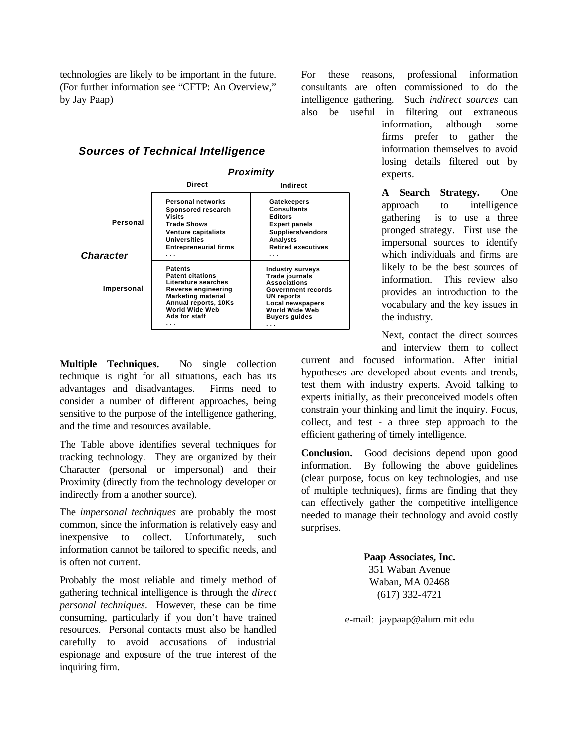technologies are likely to be important in the future. (For further information see "CFTP: An Overview," by Jay Paap)

### *Sources of Technical Intelligence*

| Character | | Proximity: Direct | Proximity: Indirect |
|---|---|---|---|
| | Personal | Personal networks<br>Sponsored research<br>Visits<br>Trade Shows<br>Venture capitalists<br>Universities<br>Entrepreneurial firms<br>. . . | Gatekeepers<br>Consultants<br>Editors<br>Expert panels<br>Suppliers/vendors<br>Analysts<br>Retired executives<br>. . . |
| | Impersonal | Patents<br>Patent citations<br>Literature searches<br>Reverse engineering<br>Marketing material<br>Annual reports, 10Ks<br>World Wide Web<br>Ads for staff<br>. . . | Industry surveys<br>Trade journals<br>Associations<br>Government records<br>UN reports<br>Local newspapers<br>World Wide Web<br>Buyers guides<br>. . . |

**Multiple Techniques.** No single collection technique is right for all situations, each has its advantages and disadvantages. Firms need to consider a number of different approaches, being sensitive to the purpose of the intelligence gathering, and the time and resources available.

The Table above identifies several techniques for tracking technology. They are organized by their Character (personal or impersonal) and their Proximity (directly from the technology developer or indirectly from a another source).

The *impersonal techniques* are probably the most common, since the information is relatively easy and inexpensive to collect. Unfortunately, such information cannot be tailored to specific needs, and is often not current.

Probably the most reliable and timely method of gathering technical intelligence is through the *direct personal techniques*. However, these can be time consuming, particularly if you don't have trained resources. Personal contacts must also be handled carefully to avoid accusations of industrial espionage and exposure of the true interest of the inquiring firm.

For these reasons, professional information consultants are often commissioned to do the intelligence gathering. Such *indirect sources* can also be useful in filtering out extraneous information, although some firms prefer to gather the information themselves to avoid losing details filtered out by experts.

**A Search Strategy.** One approach to intelligence gathering is to use a three pronged strategy. First use the impersonal sources to identify which individuals and firms are likely to be the best sources of information. This review also provides an introduction to the vocabulary and the key issues in the industry.

Next, contact the direct sources and interview them to collect current and focused information. After initial hypotheses are developed about events and trends, test them with industry experts. Avoid talking to experts initially, as their preconceived models often constrain your thinking and limit the inquiry. Focus, collect, and test - a three step approach to the efficient gathering of timely intelligence.

**Conclusion.** Good decisions depend upon good information. By following the above guidelines (clear purpose, focus on key technologies, and use of multiple techniques), firms are finding that they can effectively gather the competitive intelligence needed to manage their technology and avoid costly surprises.

**Paap Associates, Inc.**
351 Waban Avenue
Waban, MA 02468
(617) 332-4721

e-mail: jaypaap@alum.mit.edu